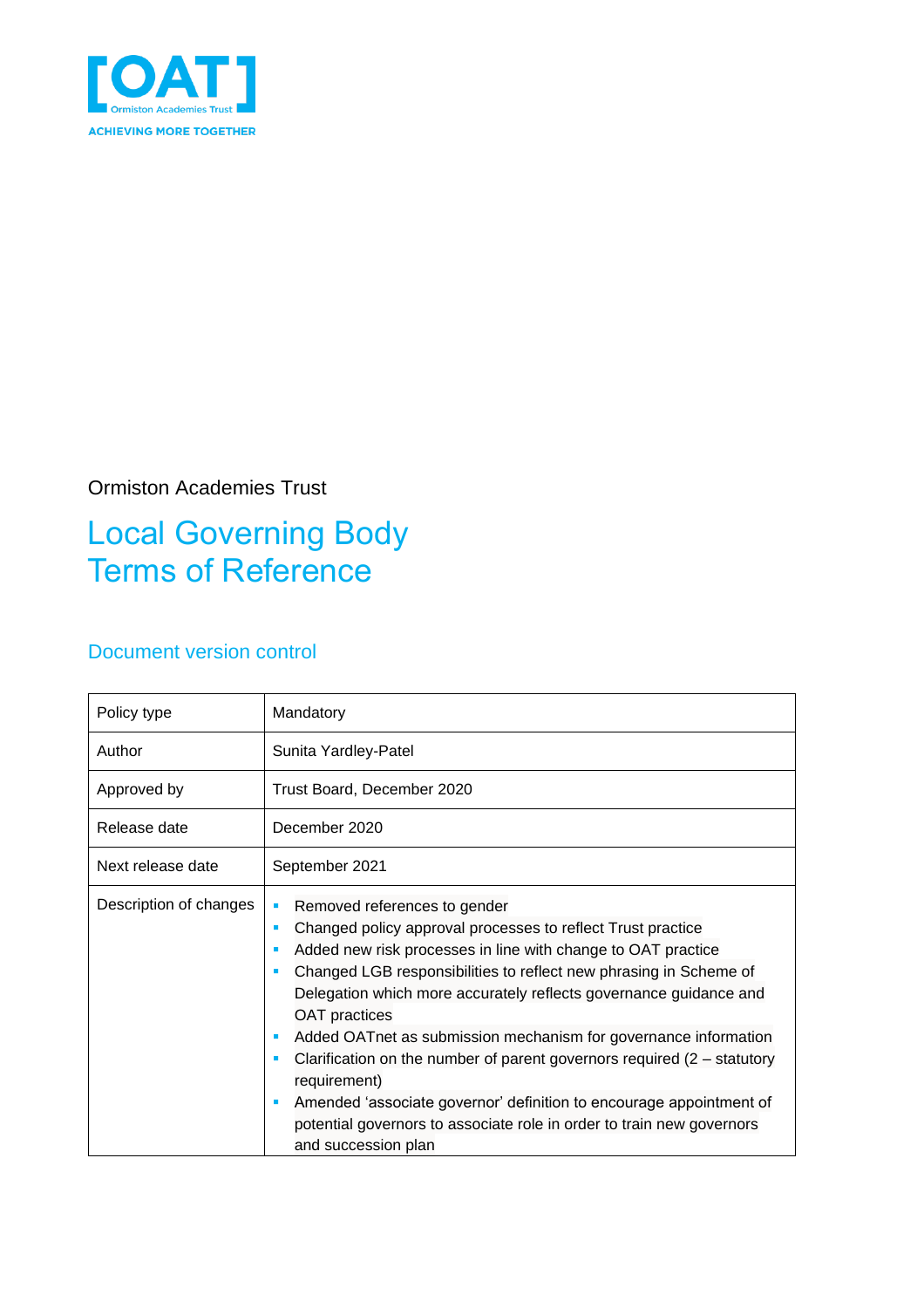[OAT] Ormiston Academies Trust

ACHIEVING MORE TOGETHER

Ormiston Academies Trust

# Local Governing Body Terms of Reference

## Document version control

| Policy type | Mandatory |
|---|---|
| Author | Sunita Yardley-Patel |
| Approved by | Trust Board, December 2020 |
| Release date | December 2020 |
| Next release date | September 2021 |
| Description of changes | - Removed references to gender<br>- Changed policy approval processes to reflect Trust practice<br>- Added new risk processes in line with change to OAT practice<br>- Changed LGB responsibilities to reflect new phrasing in Scheme of Delegation which more accurately reflects governance guidance and OAT practices<br>- Added OATnet as submission mechanism for governance information<br>- Clarification on the number of parent governors required (2 – statutory requirement)<br>- Amended 'associate governor' definition to encourage appointment of potential governors to associate role in order to train new governors and succession plan |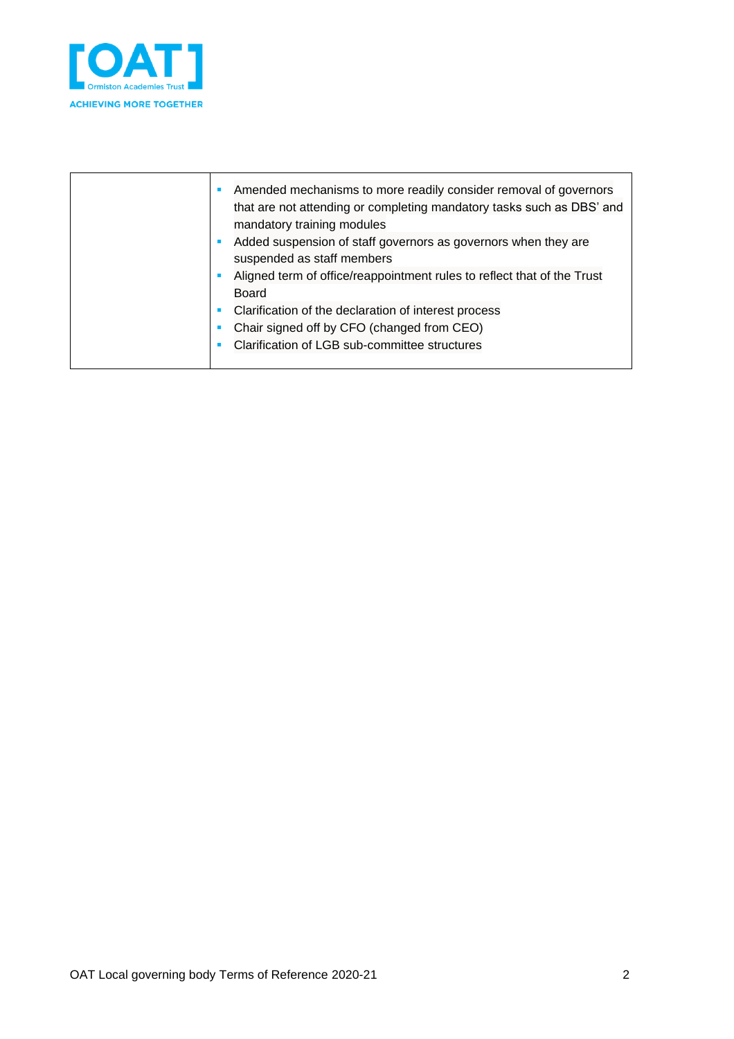|  |  |
|---|---|
|  | ▪ Amended mechanisms to more readily consider removal of governors that are not attending or completing mandatory tasks such as DBS' and mandatory training modules<br>▪ Added suspension of staff governors as governors when they are suspended as staff members<br>▪ Aligned term of office/reappointment rules to reflect that of the Trust Board<br>▪ Clarification of the declaration of interest process<br>▪ Chair signed off by CFO (changed from CEO)<br>▪ Clarification of LGB sub-committee structures |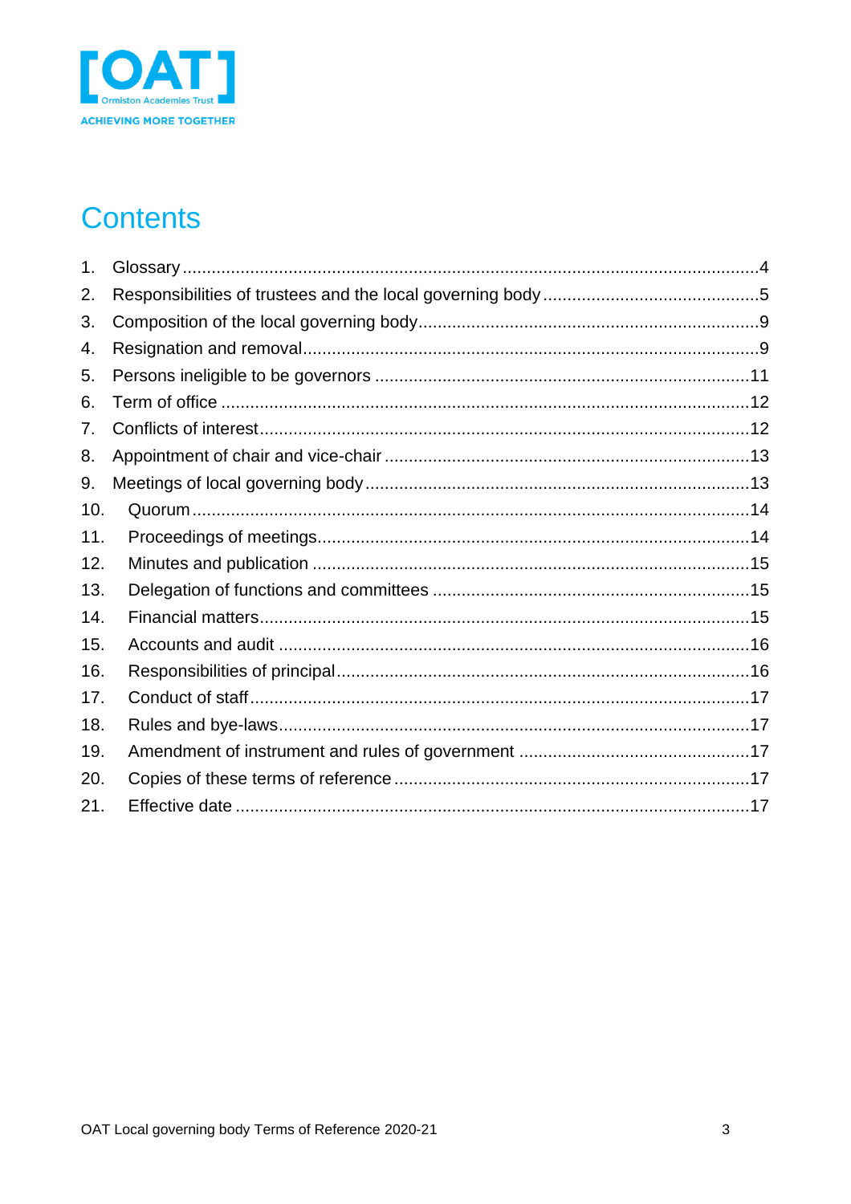# Contents

1. Glossary ....................................................................................................4
2. Responsibilities of trustees and the local governing body ............................................5
3. Composition of the local governing body.....................................................................9
4. Resignation and removal............................................................................................9
5. Persons ineligible to be governors ............................................................................11
6. Term of office ............................................................................................................12
7. Conflicts of interest...................................................................................................12
8. Appointment of chair and vice-chair ..........................................................................13
9. Meetings of local governing body..............................................................................13
10. Quorum ..................................................................................................................14
11. Proceedings of meetings.........................................................................................14
12. Minutes and publication .........................................................................................15
13. Delegation of functions and committees .................................................................15
14. Financial matters....................................................................................................15
15. Accounts and audit ................................................................................................16
16. Responsibilities of principal....................................................................................16
17. Conduct of staff......................................................................................................17
18. Rules and bye-laws.................................................................................................17
19. Amendment of instrument and rules of government ................................................17
20. Copies of these terms of reference .........................................................................17
21. Effective date .........................................................................................................17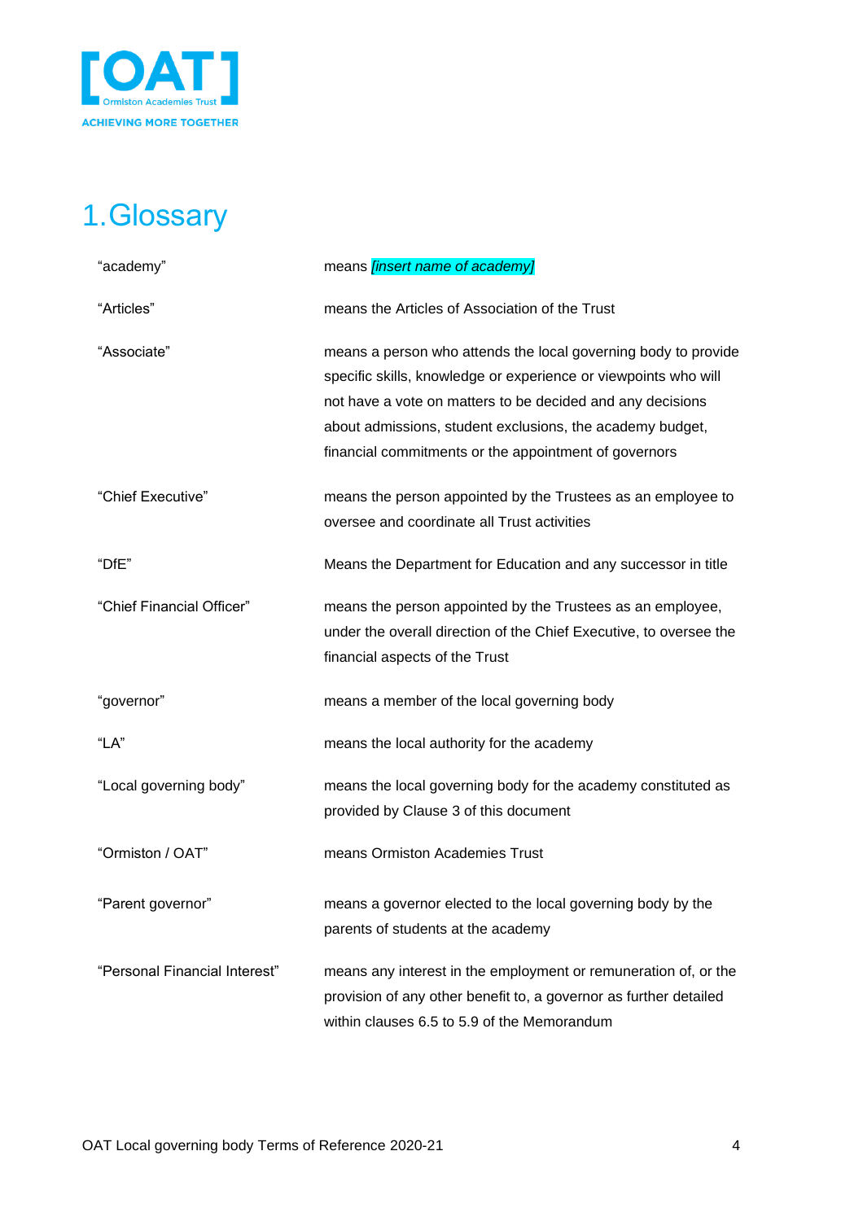# 1. Glossary

| | |
|---|---|
| "academy" | means *[insert name of academy]* |
| "Articles" | means the Articles of Association of the Trust |
| "Associate" | means a person who attends the local governing body to provide specific skills, knowledge or experience or viewpoints who will not have a vote on matters to be decided and any decisions about admissions, student exclusions, the academy budget, financial commitments or the appointment of governors |
| "Chief Executive" | means the person appointed by the Trustees as an employee to oversee and coordinate all Trust activities |
| "DfE" | Means the Department for Education and any successor in title |
| "Chief Financial Officer" | means the person appointed by the Trustees as an employee, under the overall direction of the Chief Executive, to oversee the financial aspects of the Trust |
| "governor" | means a member of the local governing body |
| "LA" | means the local authority for the academy |
| "Local governing body" | means the local governing body for the academy constituted as provided by Clause 3 of this document |
| "Ormiston / OAT" | means Ormiston Academies Trust |
| "Parent governor" | means a governor elected to the local governing body by the parents of students at the academy |
| "Personal Financial Interest" | means any interest in the employment or remuneration of, or the provision of any other benefit to, a governor as further detailed within clauses 6.5 to 5.9 of the Memorandum |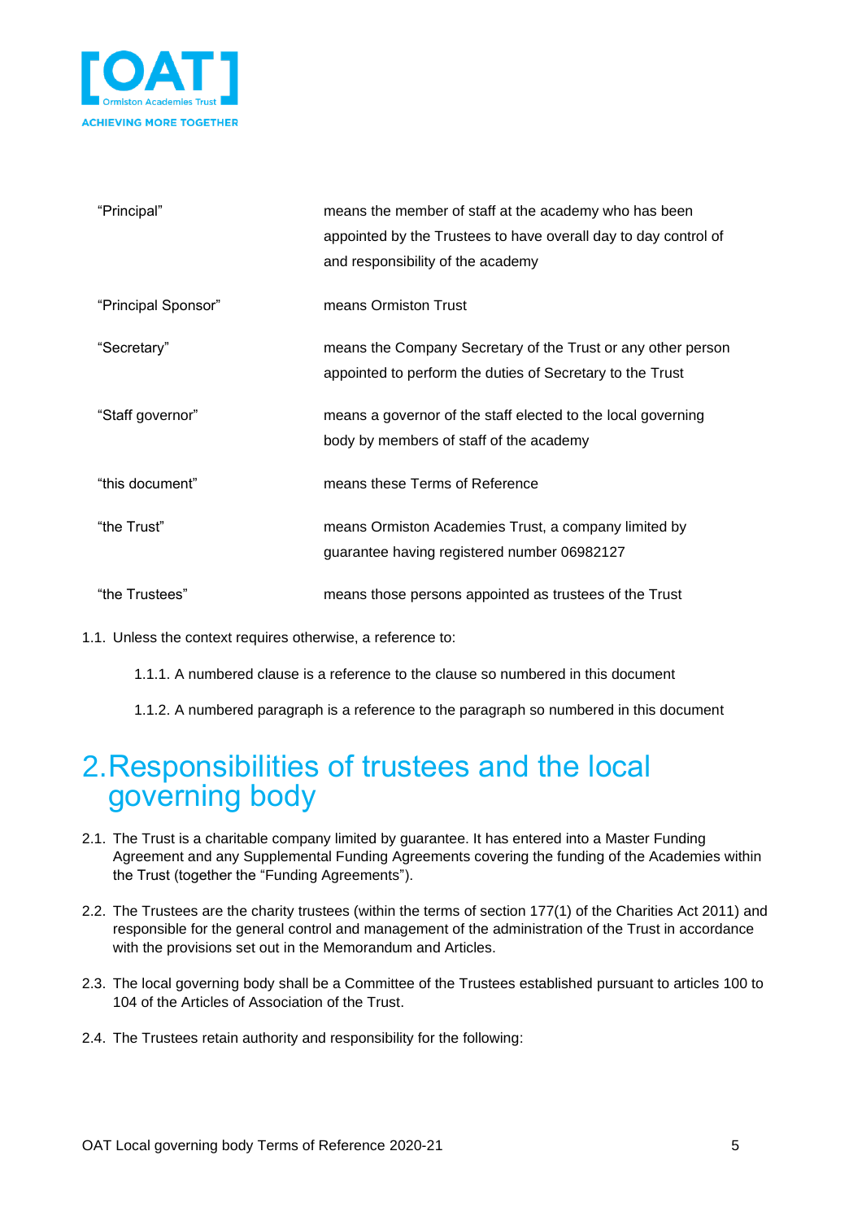| | |
|---|---|
| "Principal" | means the member of staff at the academy who has been appointed by the Trustees to have overall day to day control of and responsibility of the academy |
| "Principal Sponsor" | means Ormiston Trust |
| "Secretary" | means the Company Secretary of the Trust or any other person appointed to perform the duties of Secretary to the Trust |
| "Staff governor" | means a governor of the staff elected to the local governing body by members of staff of the academy |
| "this document" | means these Terms of Reference |
| "the Trust" | means Ormiston Academies Trust, a company limited by guarantee having registered number 06982127 |
| "the Trustees" | means those persons appointed as trustees of the Trust |

1.1. Unless the context requires otherwise, a reference to:

1.1.1. A numbered clause is a reference to the clause so numbered in this document

1.1.2. A numbered paragraph is a reference to the paragraph so numbered in this document

# 2. Responsibilities of trustees and the local governing body

2.1. The Trust is a charitable company limited by guarantee. It has entered into a Master Funding Agreement and any Supplemental Funding Agreements covering the funding of the Academies within the Trust (together the "Funding Agreements").

2.2. The Trustees are the charity trustees (within the terms of section 177(1) of the Charities Act 2011) and responsible for the general control and management of the administration of the Trust in accordance with the provisions set out in the Memorandum and Articles.

2.3. The local governing body shall be a Committee of the Trustees established pursuant to articles 100 to 104 of the Articles of Association of the Trust.

2.4. The Trustees retain authority and responsibility for the following: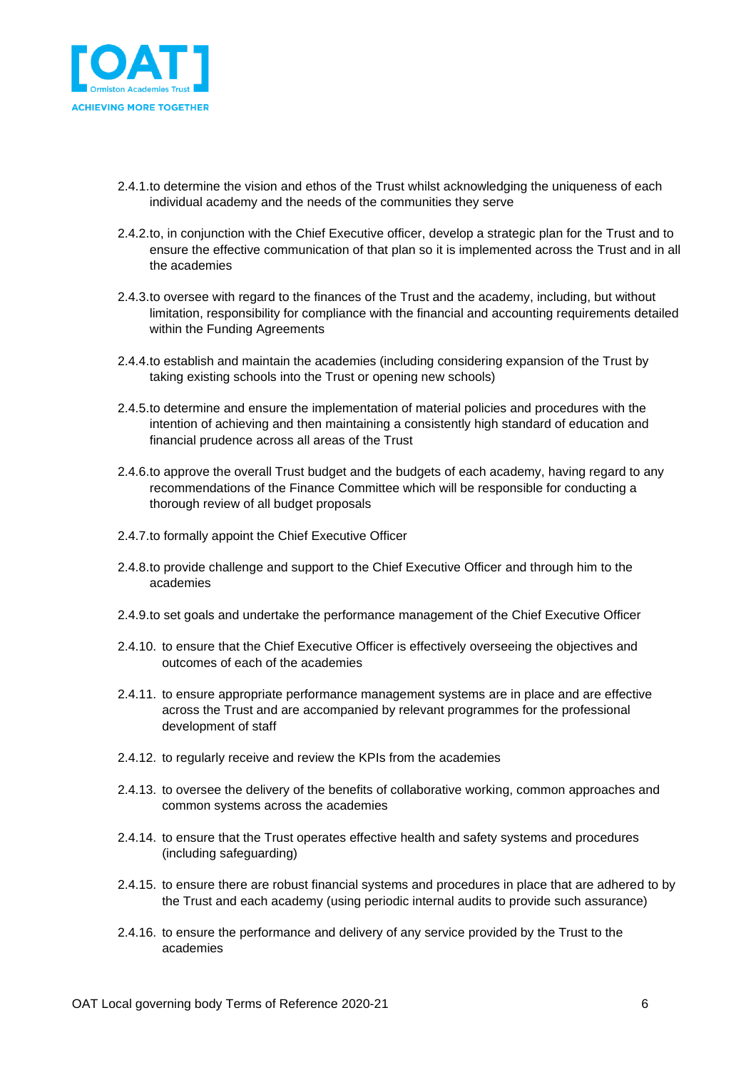2.4.1. to determine the vision and ethos of the Trust whilst acknowledging the uniqueness of each individual academy and the needs of the communities they serve

2.4.2. to, in conjunction with the Chief Executive officer, develop a strategic plan for the Trust and to ensure the effective communication of that plan so it is implemented across the Trust and in all the academies

2.4.3. to oversee with regard to the finances of the Trust and the academy, including, but without limitation, responsibility for compliance with the financial and accounting requirements detailed within the Funding Agreements

2.4.4. to establish and maintain the academies (including considering expansion of the Trust by taking existing schools into the Trust or opening new schools)

2.4.5. to determine and ensure the implementation of material policies and procedures with the intention of achieving and then maintaining a consistently high standard of education and financial prudence across all areas of the Trust

2.4.6. to approve the overall Trust budget and the budgets of each academy, having regard to any recommendations of the Finance Committee which will be responsible for conducting a thorough review of all budget proposals

2.4.7. to formally appoint the Chief Executive Officer

2.4.8. to provide challenge and support to the Chief Executive Officer and through him to the academies

2.4.9. to set goals and undertake the performance management of the Chief Executive Officer

2.4.10. to ensure that the Chief Executive Officer is effectively overseeing the objectives and outcomes of each of the academies

2.4.11. to ensure appropriate performance management systems are in place and are effective across the Trust and are accompanied by relevant programmes for the professional development of staff

2.4.12. to regularly receive and review the KPIs from the academies

2.4.13. to oversee the delivery of the benefits of collaborative working, common approaches and common systems across the academies

2.4.14. to ensure that the Trust operates effective health and safety systems and procedures (including safeguarding)

2.4.15. to ensure there are robust financial systems and procedures in place that are adhered to by the Trust and each academy (using periodic internal audits to provide such assurance)

2.4.16. to ensure the performance and delivery of any service provided by the Trust to the academies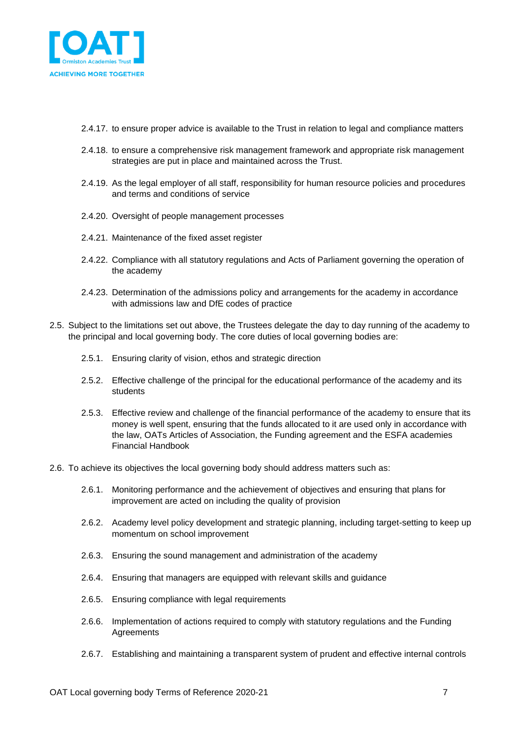- 2.4.17. to ensure proper advice is available to the Trust in relation to legal and compliance matters
- 2.4.18. to ensure a comprehensive risk management framework and appropriate risk management strategies are put in place and maintained across the Trust.
- 2.4.19. As the legal employer of all staff, responsibility for human resource policies and procedures and terms and conditions of service
- 2.4.20. Oversight of people management processes
- 2.4.21. Maintenance of the fixed asset register
- 2.4.22. Compliance with all statutory regulations and Acts of Parliament governing the operation of the academy
- 2.4.23. Determination of the admissions policy and arrangements for the academy in accordance with admissions law and DfE codes of practice

2.5. Subject to the limitations set out above, the Trustees delegate the day to day running of the academy to the principal and local governing body. The core duties of local governing bodies are:

- 2.5.1. Ensuring clarity of vision, ethos and strategic direction
- 2.5.2. Effective challenge of the principal for the educational performance of the academy and its students
- 2.5.3. Effective review and challenge of the financial performance of the academy to ensure that its money is well spent, ensuring that the funds allocated to it are used only in accordance with the law, OATs Articles of Association, the Funding agreement and the ESFA academies Financial Handbook

2.6. To achieve its objectives the local governing body should address matters such as:

- 2.6.1. Monitoring performance and the achievement of objectives and ensuring that plans for improvement are acted on including the quality of provision
- 2.6.2. Academy level policy development and strategic planning, including target-setting to keep up momentum on school improvement
- 2.6.3. Ensuring the sound management and administration of the academy
- 2.6.4. Ensuring that managers are equipped with relevant skills and guidance
- 2.6.5. Ensuring compliance with legal requirements
- 2.6.6. Implementation of actions required to comply with statutory regulations and the Funding Agreements
- 2.6.7. Establishing and maintaining a transparent system of prudent and effective internal controls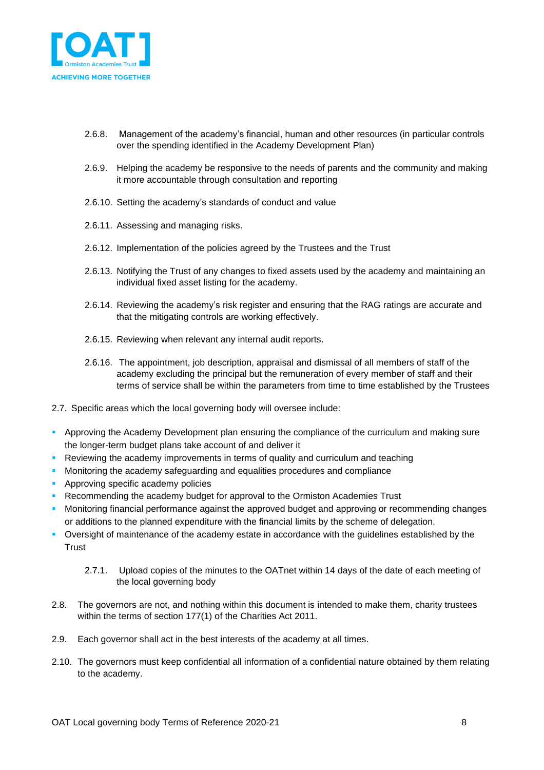2.6.8. Management of the academy's financial, human and other resources (in particular controls over the spending identified in the Academy Development Plan)

2.6.9. Helping the academy be responsive to the needs of parents and the community and making it more accountable through consultation and reporting

2.6.10. Setting the academy's standards of conduct and value

2.6.11. Assessing and managing risks.

2.6.12. Implementation of the policies agreed by the Trustees and the Trust

2.6.13. Notifying the Trust of any changes to fixed assets used by the academy and maintaining an individual fixed asset listing for the academy.

2.6.14. Reviewing the academy's risk register and ensuring that the RAG ratings are accurate and that the mitigating controls are working effectively.

2.6.15. Reviewing when relevant any internal audit reports.

2.6.16. The appointment, job description, appraisal and dismissal of all members of staff of the academy excluding the principal but the remuneration of every member of staff and their terms of service shall be within the parameters from time to time established by the Trustees

2.7. Specific areas which the local governing body will oversee include:

- Approving the Academy Development plan ensuring the compliance of the curriculum and making sure the longer-term budget plans take account of and deliver it
- Reviewing the academy improvements in terms of quality and curriculum and teaching
- Monitoring the academy safeguarding and equalities procedures and compliance
- Approving specific academy policies
- Recommending the academy budget for approval to the Ormiston Academies Trust
- Monitoring financial performance against the approved budget and approving or recommending changes or additions to the planned expenditure with the financial limits by the scheme of delegation.
- Oversight of maintenance of the academy estate in accordance with the guidelines established by the Trust

2.7.1. Upload copies of the minutes to the OATnet within 14 days of the date of each meeting of the local governing body

2.8. The governors are not, and nothing within this document is intended to make them, charity trustees within the terms of section 177(1) of the Charities Act 2011.

2.9. Each governor shall act in the best interests of the academy at all times.

2.10. The governors must keep confidential all information of a confidential nature obtained by them relating to the academy.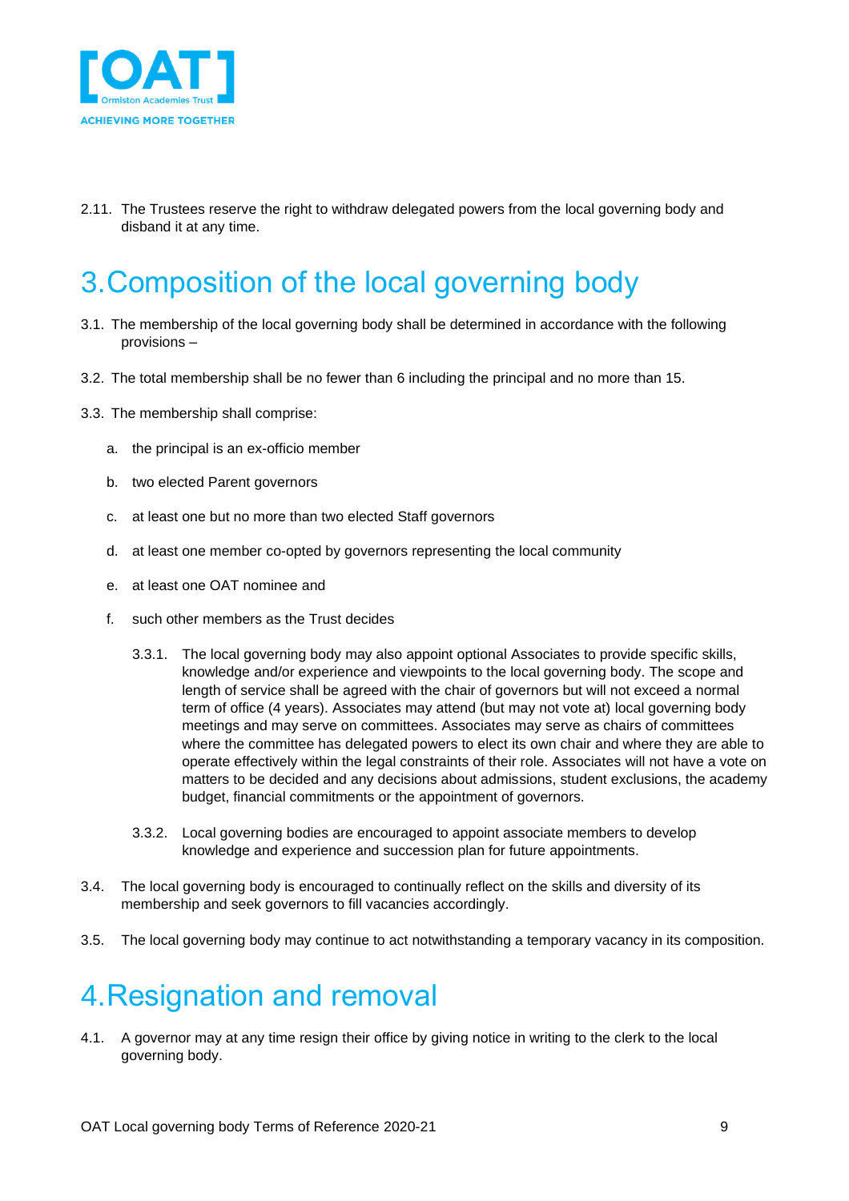2.11. The Trustees reserve the right to withdraw delegated powers from the local governing body and disband it at any time.

# 3. Composition of the local governing body

3.1. The membership of the local governing body shall be determined in accordance with the following provisions –

3.2. The total membership shall be no fewer than 6 including the principal and no more than 15.

3.3. The membership shall comprise:

a. the principal is an ex-officio member

b. two elected Parent governors

c. at least one but no more than two elected Staff governors

d. at least one member co-opted by governors representing the local community

e. at least one OAT nominee and

f. such other members as the Trust decides

3.3.1. The local governing body may also appoint optional Associates to provide specific skills, knowledge and/or experience and viewpoints to the local governing body. The scope and length of service shall be agreed with the chair of governors but will not exceed a normal term of office (4 years). Associates may attend (but may not vote at) local governing body meetings and may serve on committees. Associates may serve as chairs of committees where the committee has delegated powers to elect its own chair and where they are able to operate effectively within the legal constraints of their role. Associates will not have a vote on matters to be decided and any decisions about admissions, student exclusions, the academy budget, financial commitments or the appointment of governors.

3.3.2. Local governing bodies are encouraged to appoint associate members to develop knowledge and experience and succession plan for future appointments.

3.4. The local governing body is encouraged to continually reflect on the skills and diversity of its membership and seek governors to fill vacancies accordingly.

3.5. The local governing body may continue to act notwithstanding a temporary vacancy in its composition.

# 4. Resignation and removal

4.1. A governor may at any time resign their office by giving notice in writing to the clerk to the local governing body.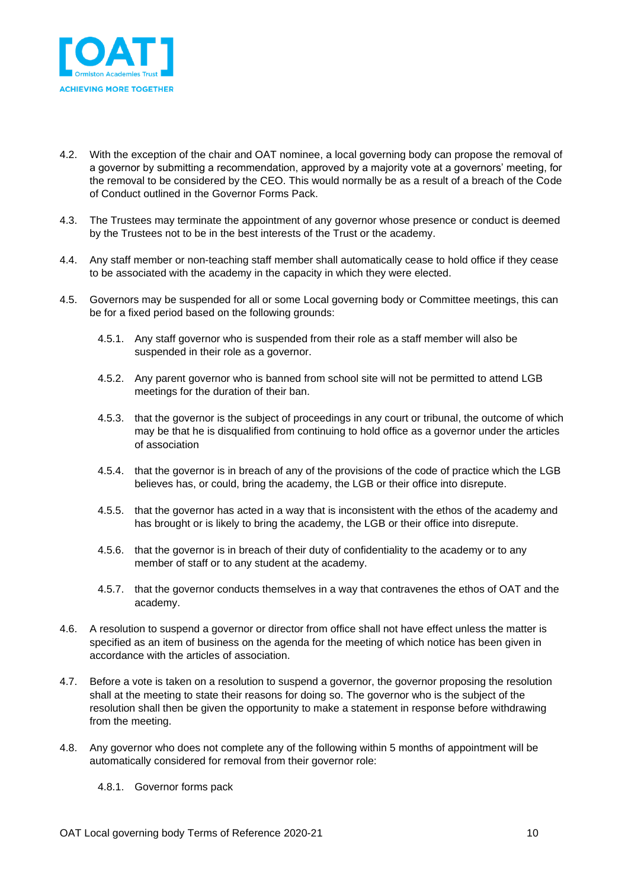4.2. With the exception of the chair and OAT nominee, a local governing body can propose the removal of a governor by submitting a recommendation, approved by a majority vote at a governors' meeting, for the removal to be considered by the CEO. This would normally be as a result of a breach of the Code of Conduct outlined in the Governor Forms Pack.

4.3. The Trustees may terminate the appointment of any governor whose presence or conduct is deemed by the Trustees not to be in the best interests of the Trust or the academy.

4.4. Any staff member or non-teaching staff member shall automatically cease to hold office if they cease to be associated with the academy in the capacity in which they were elected.

4.5. Governors may be suspended for all or some Local governing body or Committee meetings, this can be for a fixed period based on the following grounds:

  4.5.1. Any staff governor who is suspended from their role as a staff member will also be suspended in their role as a governor.

  4.5.2. Any parent governor who is banned from school site will not be permitted to attend LGB meetings for the duration of their ban.

  4.5.3. that the governor is the subject of proceedings in any court or tribunal, the outcome of which may be that he is disqualified from continuing to hold office as a governor under the articles of association

  4.5.4. that the governor is in breach of any of the provisions of the code of practice which the LGB believes has, or could, bring the academy, the LGB or their office into disrepute.

  4.5.5. that the governor has acted in a way that is inconsistent with the ethos of the academy and has brought or is likely to bring the academy, the LGB or their office into disrepute.

  4.5.6. that the governor is in breach of their duty of confidentiality to the academy or to any member of staff or to any student at the academy.

  4.5.7. that the governor conducts themselves in a way that contravenes the ethos of OAT and the academy.

4.6. A resolution to suspend a governor or director from office shall not have effect unless the matter is specified as an item of business on the agenda for the meeting of which notice has been given in accordance with the articles of association.

4.7. Before a vote is taken on a resolution to suspend a governor, the governor proposing the resolution shall at the meeting to state their reasons for doing so. The governor who is the subject of the resolution shall then be given the opportunity to make a statement in response before withdrawing from the meeting.

4.8. Any governor who does not complete any of the following within 5 months of appointment will be automatically considered for removal from their governor role:

  4.8.1. Governor forms pack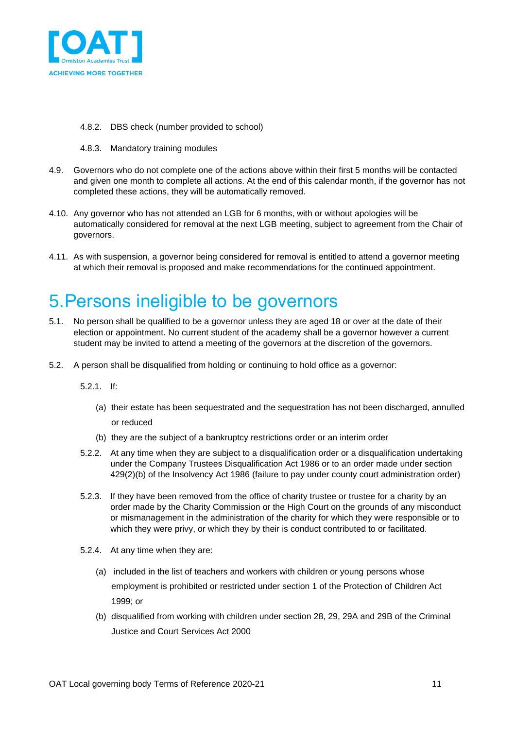4.8.2. DBS check (number provided to school)

4.8.3. Mandatory training modules

4.9. Governors who do not complete one of the actions above within their first 5 months will be contacted and given one month to complete all actions. At the end of this calendar month, if the governor has not completed these actions, they will be automatically removed.

4.10. Any governor who has not attended an LGB for 6 months, with or without apologies will be automatically considered for removal at the next LGB meeting, subject to agreement from the Chair of governors.

4.11. As with suspension, a governor being considered for removal is entitled to attend a governor meeting at which their removal is proposed and make recommendations for the continued appointment.

# 5. Persons ineligible to be governors

5.1. No person shall be qualified to be a governor unless they are aged 18 or over at the date of their election or appointment. No current student of the academy shall be a governor however a current student may be invited to attend a meeting of the governors at the discretion of the governors.

5.2. A person shall be disqualified from holding or continuing to hold office as a governor:

5.2.1. If:

(a) their estate has been sequestrated and the sequestration has not been discharged, annulled or reduced

(b) they are the subject of a bankruptcy restrictions order or an interim order

5.2.2. At any time when they are subject to a disqualification order or a disqualification undertaking under the Company Trustees Disqualification Act 1986 or to an order made under section 429(2)(b) of the Insolvency Act 1986 (failure to pay under county court administration order)

5.2.3. If they have been removed from the office of charity trustee or trustee for a charity by an order made by the Charity Commission or the High Court on the grounds of any misconduct or mismanagement in the administration of the charity for which they were responsible or to which they were privy, or which they by their is conduct contributed to or facilitated.

5.2.4. At any time when they are:

(a) included in the list of teachers and workers with children or young persons whose employment is prohibited or restricted under section 1 of the Protection of Children Act 1999; or

(b) disqualified from working with children under section 28, 29, 29A and 29B of the Criminal Justice and Court Services Act 2000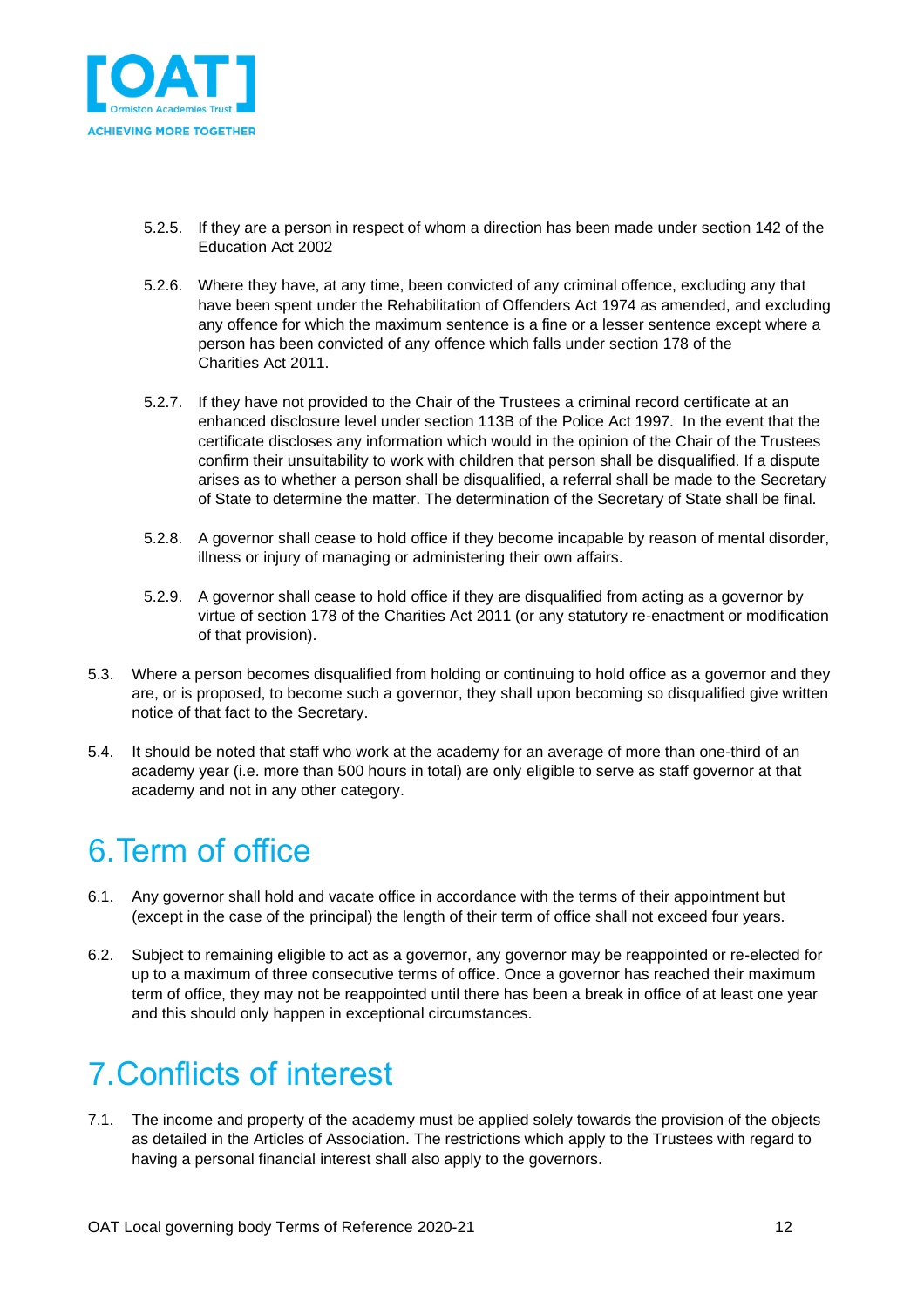5.2.5. If they are a person in respect of whom a direction has been made under section 142 of the Education Act 2002

5.2.6. Where they have, at any time, been convicted of any criminal offence, excluding any that have been spent under the Rehabilitation of Offenders Act 1974 as amended, and excluding any offence for which the maximum sentence is a fine or a lesser sentence except where a person has been convicted of any offence which falls under section 178 of the Charities Act 2011.

5.2.7. If they have not provided to the Chair of the Trustees a criminal record certificate at an enhanced disclosure level under section 113B of the Police Act 1997. In the event that the certificate discloses any information which would in the opinion of the Chair of the Trustees confirm their unsuitability to work with children that person shall be disqualified. If a dispute arises as to whether a person shall be disqualified, a referral shall be made to the Secretary of State to determine the matter. The determination of the Secretary of State shall be final.

5.2.8. A governor shall cease to hold office if they become incapable by reason of mental disorder, illness or injury of managing or administering their own affairs.

5.2.9. A governor shall cease to hold office if they are disqualified from acting as a governor by virtue of section 178 of the Charities Act 2011 (or any statutory re-enactment or modification of that provision).

5.3. Where a person becomes disqualified from holding or continuing to hold office as a governor and they are, or is proposed, to become such a governor, they shall upon becoming so disqualified give written notice of that fact to the Secretary.

5.4. It should be noted that staff who work at the academy for an average of more than one-third of an academy year (i.e. more than 500 hours in total) are only eligible to serve as staff governor at that academy and not in any other category.

# 6. Term of office

6.1. Any governor shall hold and vacate office in accordance with the terms of their appointment but (except in the case of the principal) the length of their term of office shall not exceed four years.

6.2. Subject to remaining eligible to act as a governor, any governor may be reappointed or re-elected for up to a maximum of three consecutive terms of office. Once a governor has reached their maximum term of office, they may not be reappointed until there has been a break in office of at least one year and this should only happen in exceptional circumstances.

# 7. Conflicts of interest

7.1. The income and property of the academy must be applied solely towards the provision of the objects as detailed in the Articles of Association. The restrictions which apply to the Trustees with regard to having a personal financial interest shall also apply to the governors.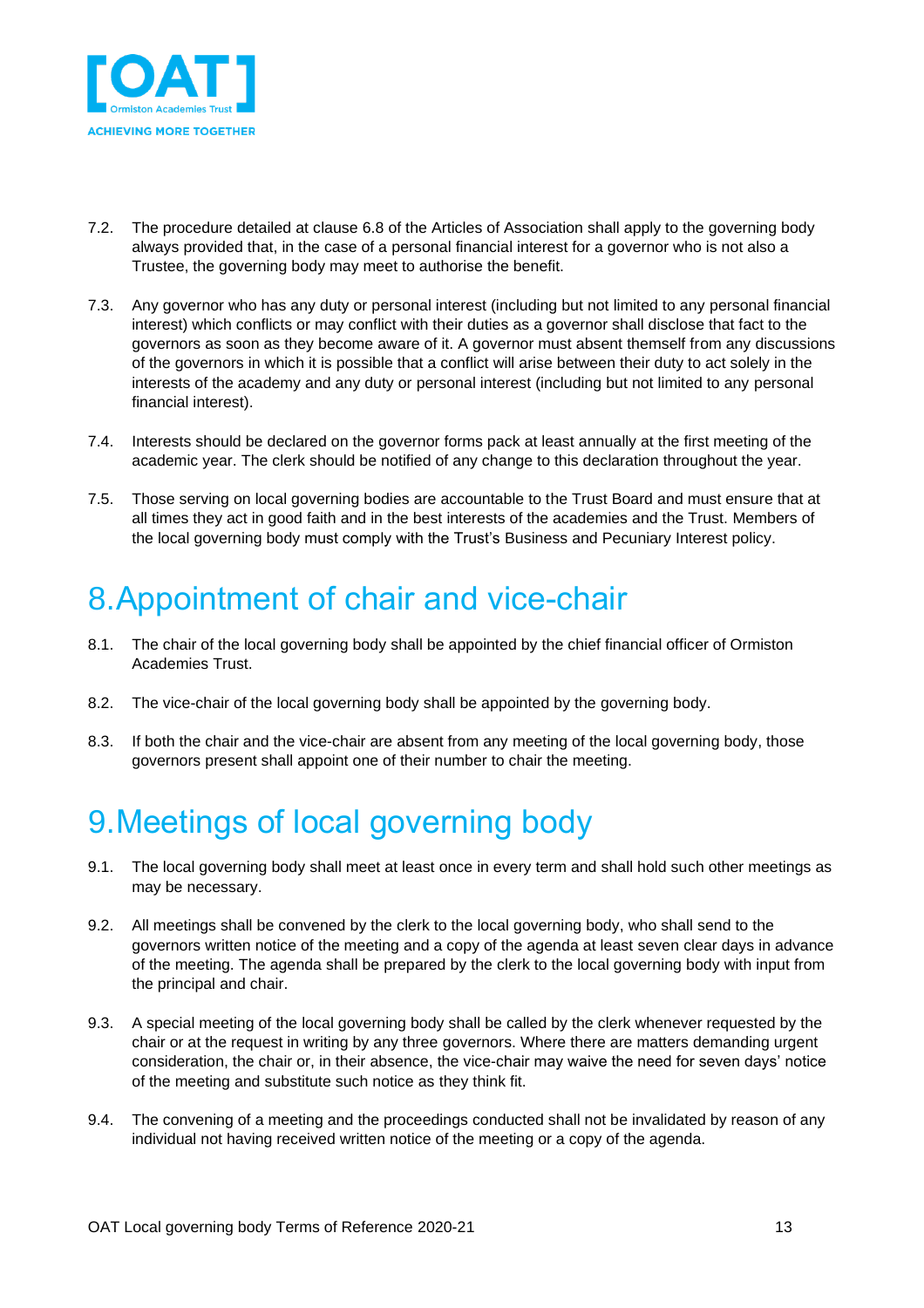7.2. The procedure detailed at clause 6.8 of the Articles of Association shall apply to the governing body always provided that, in the case of a personal financial interest for a governor who is not also a Trustee, the governing body may meet to authorise the benefit.

7.3. Any governor who has any duty or personal interest (including but not limited to any personal financial interest) which conflicts or may conflict with their duties as a governor shall disclose that fact to the governors as soon as they become aware of it. A governor must absent themself from any discussions of the governors in which it is possible that a conflict will arise between their duty to act solely in the interests of the academy and any duty or personal interest (including but not limited to any personal financial interest).

7.4. Interests should be declared on the governor forms pack at least annually at the first meeting of the academic year. The clerk should be notified of any change to this declaration throughout the year.

7.5. Those serving on local governing bodies are accountable to the Trust Board and must ensure that at all times they act in good faith and in the best interests of the academies and the Trust. Members of the local governing body must comply with the Trust's Business and Pecuniary Interest policy.

# 8. Appointment of chair and vice-chair

8.1. The chair of the local governing body shall be appointed by the chief financial officer of Ormiston Academies Trust.

8.2. The vice-chair of the local governing body shall be appointed by the governing body.

8.3. If both the chair and the vice-chair are absent from any meeting of the local governing body, those governors present shall appoint one of their number to chair the meeting.

# 9. Meetings of local governing body

9.1. The local governing body shall meet at least once in every term and shall hold such other meetings as may be necessary.

9.2. All meetings shall be convened by the clerk to the local governing body, who shall send to the governors written notice of the meeting and a copy of the agenda at least seven clear days in advance of the meeting. The agenda shall be prepared by the clerk to the local governing body with input from the principal and chair.

9.3. A special meeting of the local governing body shall be called by the clerk whenever requested by the chair or at the request in writing by any three governors. Where there are matters demanding urgent consideration, the chair or, in their absence, the vice-chair may waive the need for seven days' notice of the meeting and substitute such notice as they think fit.

9.4. The convening of a meeting and the proceedings conducted shall not be invalidated by reason of any individual not having received written notice of the meeting or a copy of the agenda.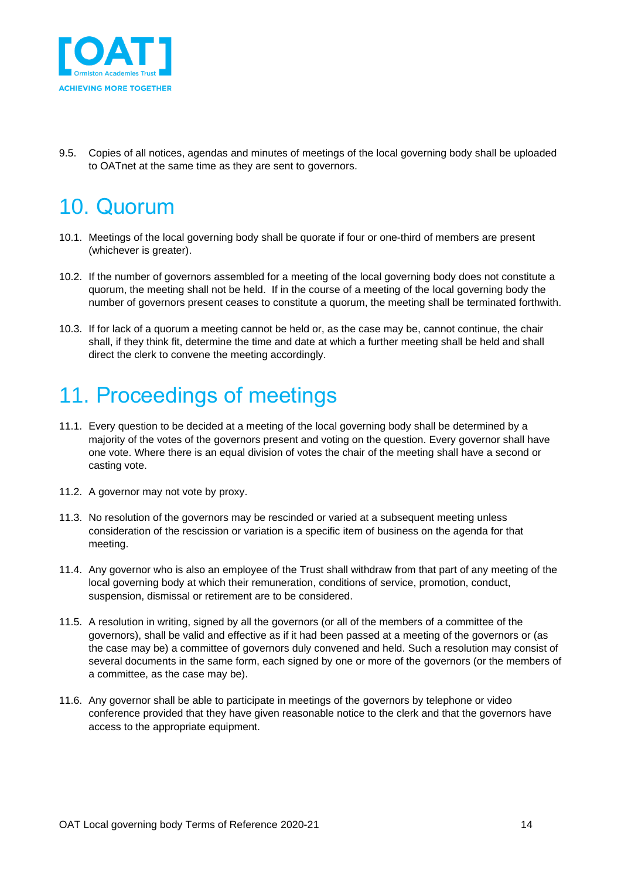9.5. Copies of all notices, agendas and minutes of meetings of the local governing body shall be uploaded to OATnet at the same time as they are sent to governors.

# 10. Quorum

10.1. Meetings of the local governing body shall be quorate if four or one-third of members are present (whichever is greater).

10.2. If the number of governors assembled for a meeting of the local governing body does not constitute a quorum, the meeting shall not be held. If in the course of a meeting of the local governing body the number of governors present ceases to constitute a quorum, the meeting shall be terminated forthwith.

10.3. If for lack of a quorum a meeting cannot be held or, as the case may be, cannot continue, the chair shall, if they think fit, determine the time and date at which a further meeting shall be held and shall direct the clerk to convene the meeting accordingly.

# 11. Proceedings of meetings

11.1. Every question to be decided at a meeting of the local governing body shall be determined by a majority of the votes of the governors present and voting on the question. Every governor shall have one vote. Where there is an equal division of votes the chair of the meeting shall have a second or casting vote.

11.2. A governor may not vote by proxy.

11.3. No resolution of the governors may be rescinded or varied at a subsequent meeting unless consideration of the rescission or variation is a specific item of business on the agenda for that meeting.

11.4. Any governor who is also an employee of the Trust shall withdraw from that part of any meeting of the local governing body at which their remuneration, conditions of service, promotion, conduct, suspension, dismissal or retirement are to be considered.

11.5. A resolution in writing, signed by all the governors (or all of the members of a committee of the governors), shall be valid and effective as if it had been passed at a meeting of the governors or (as the case may be) a committee of governors duly convened and held. Such a resolution may consist of several documents in the same form, each signed by one or more of the governors (or the members of a committee, as the case may be).

11.6. Any governor shall be able to participate in meetings of the governors by telephone or video conference provided that they have given reasonable notice to the clerk and that the governors have access to the appropriate equipment.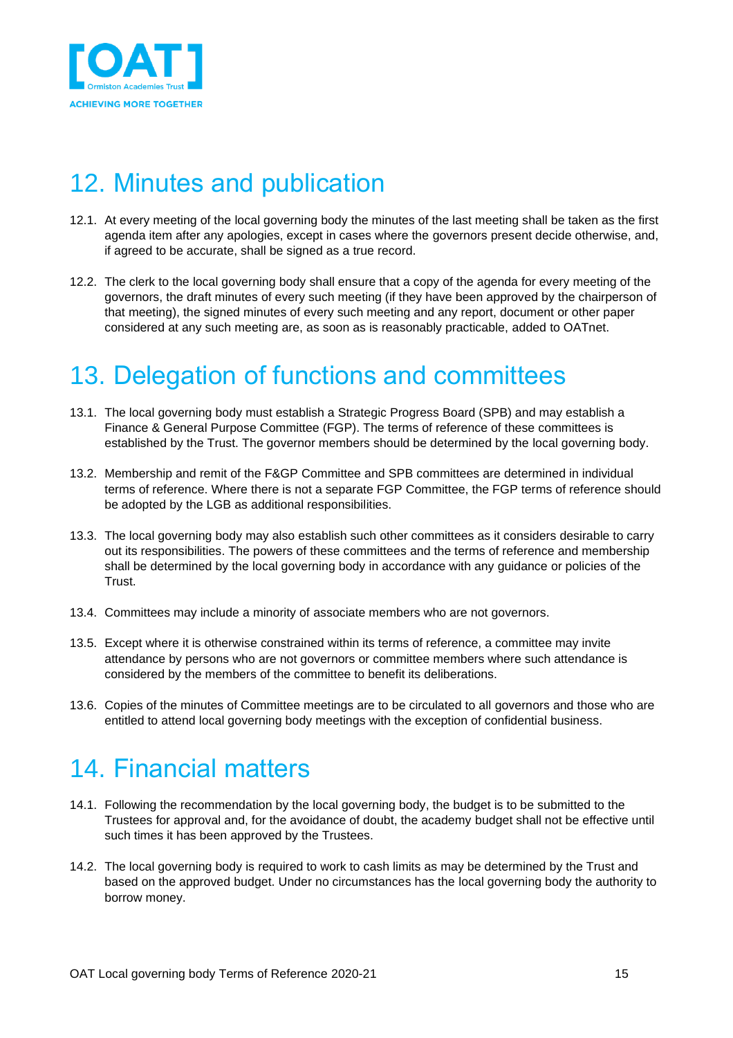## 12. Minutes and publication

12.1. At every meeting of the local governing body the minutes of the last meeting shall be taken as the first agenda item after any apologies, except in cases where the governors present decide otherwise, and, if agreed to be accurate, shall be signed as a true record.

12.2. The clerk to the local governing body shall ensure that a copy of the agenda for every meeting of the governors, the draft minutes of every such meeting (if they have been approved by the chairperson of that meeting), the signed minutes of every such meeting and any report, document or other paper considered at any such meeting are, as soon as is reasonably practicable, added to OATnet.

## 13. Delegation of functions and committees

13.1. The local governing body must establish a Strategic Progress Board (SPB) and may establish a Finance & General Purpose Committee (FGP). The terms of reference of these committees is established by the Trust. The governor members should be determined by the local governing body.

13.2. Membership and remit of the F&GP Committee and SPB committees are determined in individual terms of reference. Where there is not a separate FGP Committee, the FGP terms of reference should be adopted by the LGB as additional responsibilities.

13.3. The local governing body may also establish such other committees as it considers desirable to carry out its responsibilities. The powers of these committees and the terms of reference and membership shall be determined by the local governing body in accordance with any guidance or policies of the Trust.

13.4. Committees may include a minority of associate members who are not governors.

13.5. Except where it is otherwise constrained within its terms of reference, a committee may invite attendance by persons who are not governors or committee members where such attendance is considered by the members of the committee to benefit its deliberations.

13.6. Copies of the minutes of Committee meetings are to be circulated to all governors and those who are entitled to attend local governing body meetings with the exception of confidential business.

## 14. Financial matters

14.1. Following the recommendation by the local governing body, the budget is to be submitted to the Trustees for approval and, for the avoidance of doubt, the academy budget shall not be effective until such times it has been approved by the Trustees.

14.2. The local governing body is required to work to cash limits as may be determined by the Trust and based on the approved budget. Under no circumstances has the local governing body the authority to borrow money.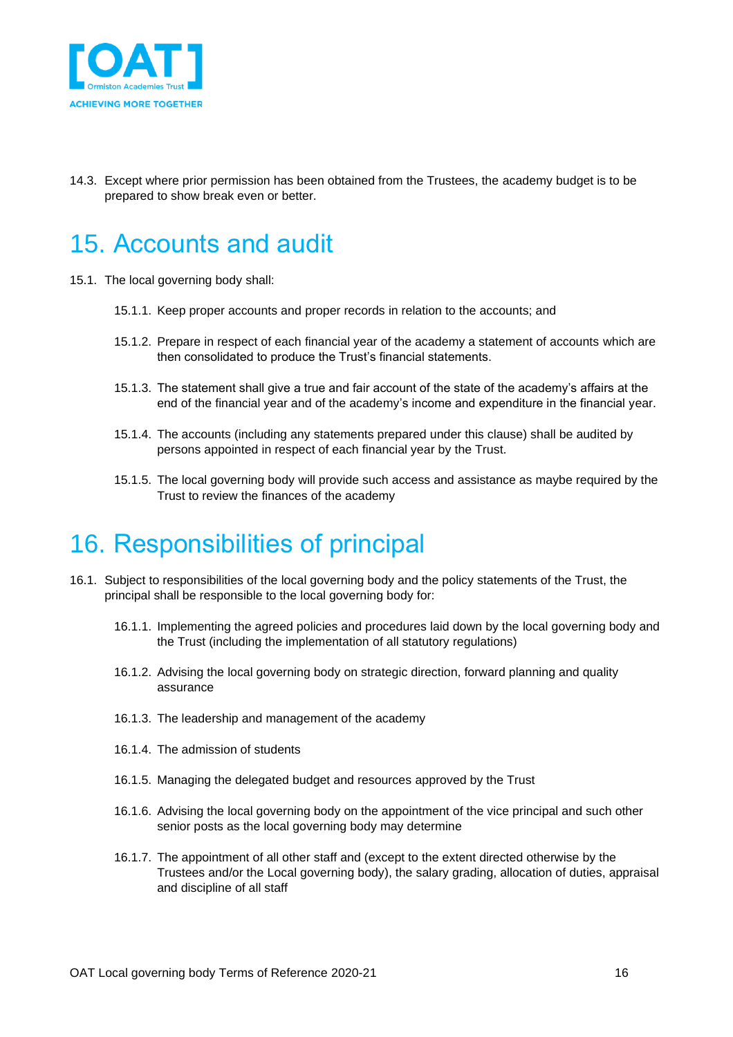14.3. Except where prior permission has been obtained from the Trustees, the academy budget is to be prepared to show break even or better.

# 15. Accounts and audit

15.1. The local governing body shall:

15.1.1. Keep proper accounts and proper records in relation to the accounts; and

15.1.2. Prepare in respect of each financial year of the academy a statement of accounts which are then consolidated to produce the Trust's financial statements.

15.1.3. The statement shall give a true and fair account of the state of the academy's affairs at the end of the financial year and of the academy's income and expenditure in the financial year.

15.1.4. The accounts (including any statements prepared under this clause) shall be audited by persons appointed in respect of each financial year by the Trust.

15.1.5. The local governing body will provide such access and assistance as maybe required by the Trust to review the finances of the academy

# 16. Responsibilities of principal

16.1. Subject to responsibilities of the local governing body and the policy statements of the Trust, the principal shall be responsible to the local governing body for:

16.1.1. Implementing the agreed policies and procedures laid down by the local governing body and the Trust (including the implementation of all statutory regulations)

16.1.2. Advising the local governing body on strategic direction, forward planning and quality assurance

16.1.3. The leadership and management of the academy

16.1.4. The admission of students

16.1.5. Managing the delegated budget and resources approved by the Trust

16.1.6. Advising the local governing body on the appointment of the vice principal and such other senior posts as the local governing body may determine

16.1.7. The appointment of all other staff and (except to the extent directed otherwise by the Trustees and/or the Local governing body), the salary grading, allocation of duties, appraisal and discipline of all staff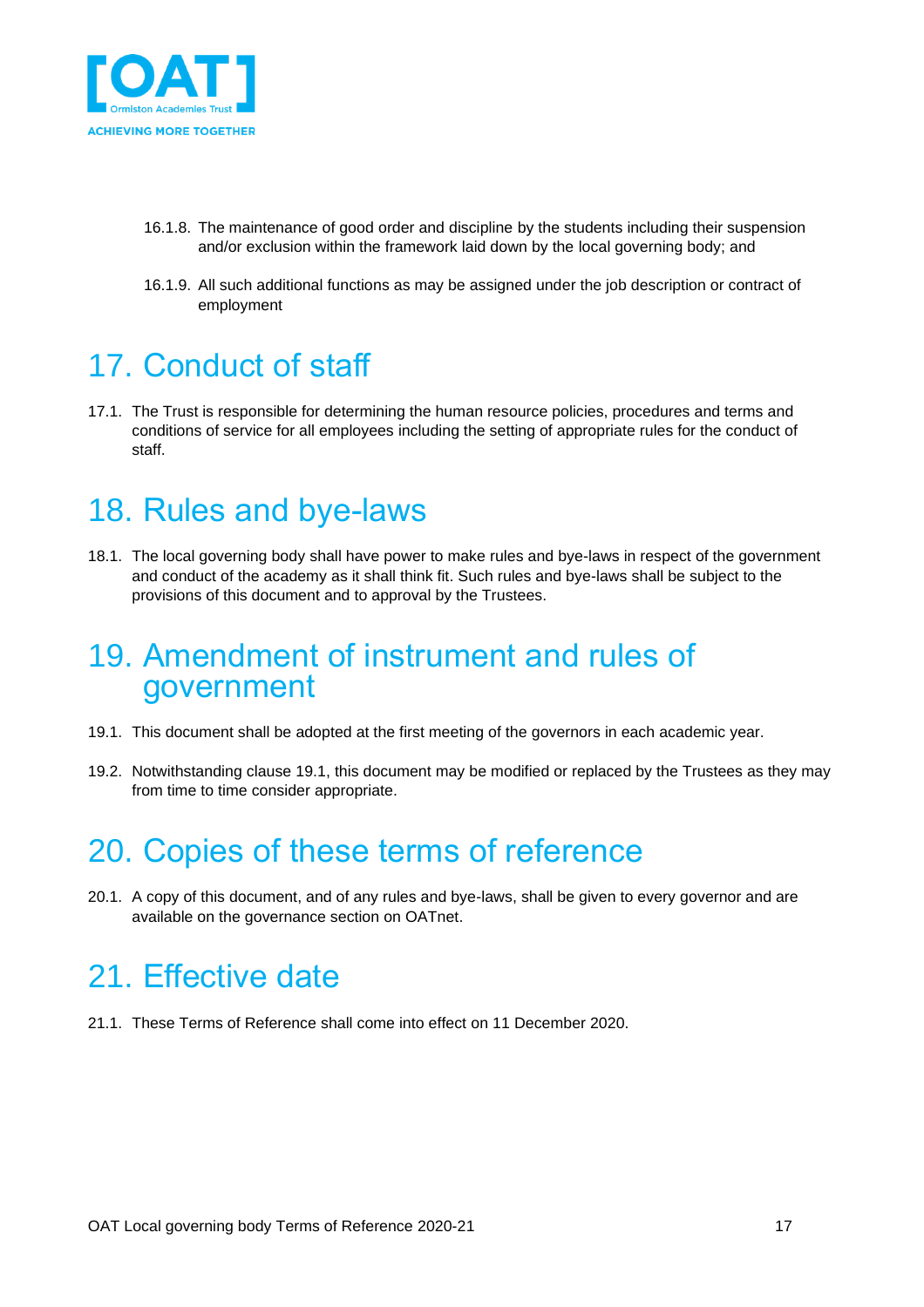16.1.8. The maintenance of good order and discipline by the students including their suspension and/or exclusion within the framework laid down by the local governing body; and

16.1.9. All such additional functions as may be assigned under the job description or contract of employment

# 17. Conduct of staff

17.1. The Trust is responsible for determining the human resource policies, procedures and terms and conditions of service for all employees including the setting of appropriate rules for the conduct of staff.

# 18. Rules and bye-laws

18.1. The local governing body shall have power to make rules and bye-laws in respect of the government and conduct of the academy as it shall think fit. Such rules and bye-laws shall be subject to the provisions of this document and to approval by the Trustees.

# 19. Amendment of instrument and rules of government

19.1. This document shall be adopted at the first meeting of the governors in each academic year.

19.2. Notwithstanding clause 19.1, this document may be modified or replaced by the Trustees as they may from time to time consider appropriate.

# 20. Copies of these terms of reference

20.1. A copy of this document, and of any rules and bye-laws, shall be given to every governor and are available on the governance section on OATnet.

# 21. Effective date

21.1. These Terms of Reference shall come into effect on 11 December 2020.